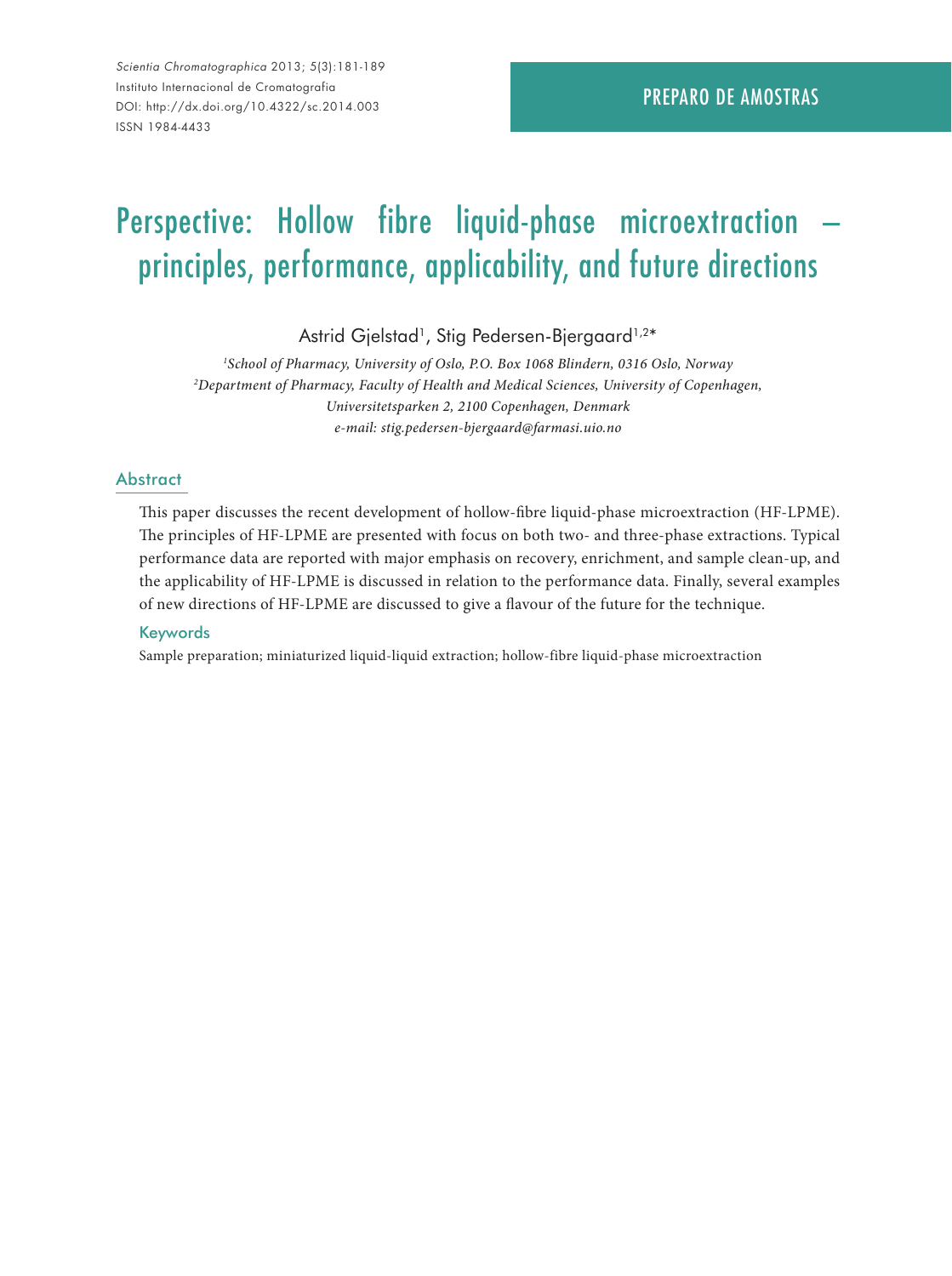PREPARO DE AMOSTRAS

# Perspective: Hollow fibre liquid-phase microextraction – principles, performance, applicability, and future directions

Astrid Gjelstad[1], Stig Pedersen-Bjergaard[1,2]*

[1]*School of Pharmacy, University of Oslo, P.O. Box 1068 Blindern, 0316 Oslo, Norway*
[2]*Department of Pharmacy, Faculty of Health and Medical Sciences, University of Copenhagen, Universitetsparken 2, 2100 Copenhagen, Denmark*
*e-mail: stig.pedersen-bjergaard@farmasi.uio.no*

## Abstract

This paper discusses the recent development of hollow-fibre liquid-phase microextraction (HF-LPME). The principles of HF-LPME are presented with focus on both two- and three-phase extractions. Typical performance data are reported with major emphasis on recovery, enrichment, and sample clean-up, and the applicability of HF-LPME is discussed in relation to the performance data. Finally, several examples of new directions of HF-LPME are discussed to give a flavour of the future for the technique.

### Keywords

Sample preparation; miniaturized liquid-liquid extraction; hollow-fibre liquid-phase microextraction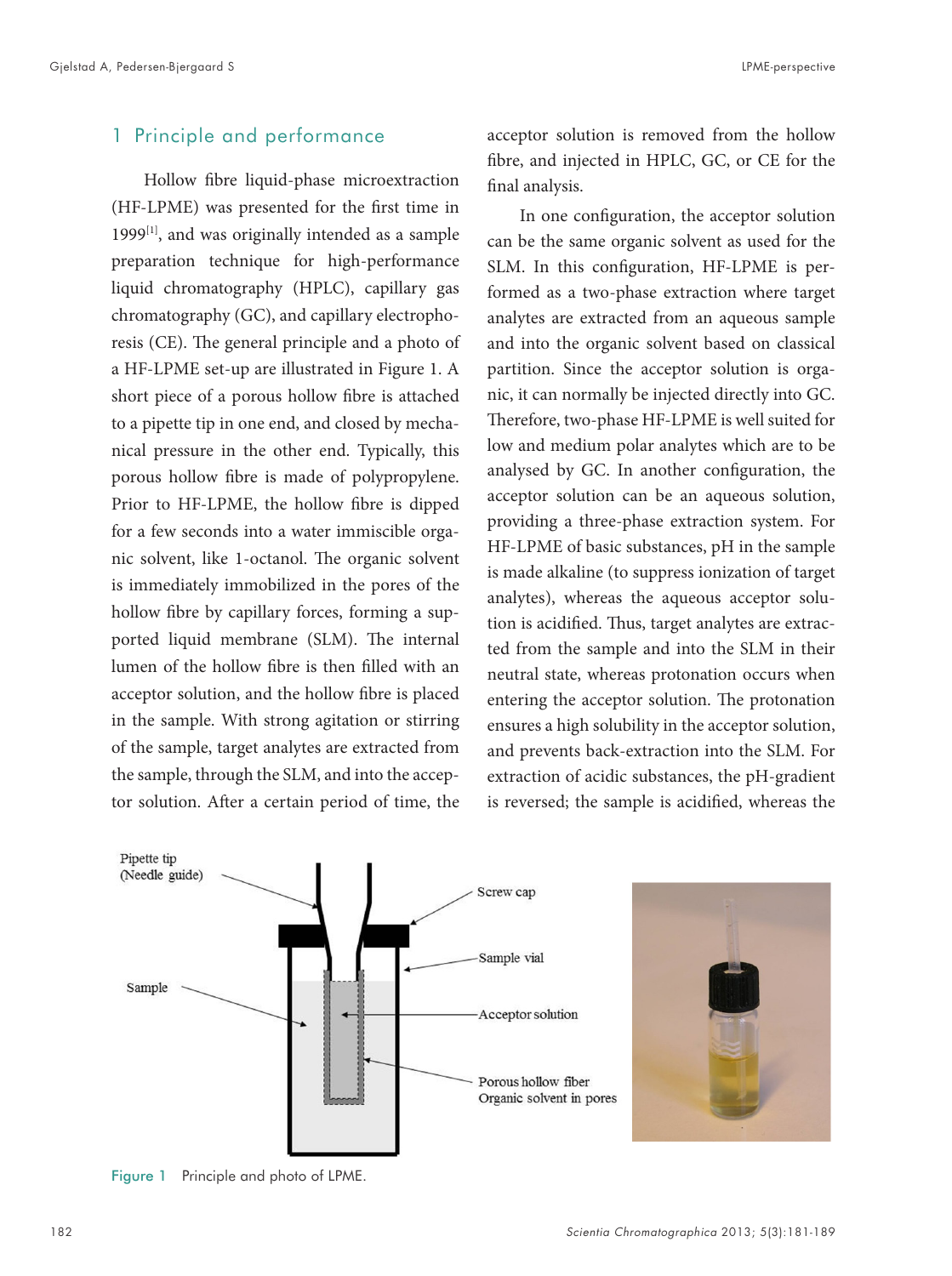## 1 Principle and performance

Hollow fibre liquid-phase microextraction (HF-LPME) was presented for the first time in 1999[1], and was originally intended as a sample preparation technique for high-performance liquid chromatography (HPLC), capillary gas chromatography (GC), and capillary electrophoresis (CE). The general principle and a photo of a HF-LPME set-up are illustrated in Figure 1. A short piece of a porous hollow fibre is attached to a pipette tip in one end, and closed by mechanical pressure in the other end. Typically, this porous hollow fibre is made of polypropylene. Prior to HF-LPME, the hollow fibre is dipped for a few seconds into a water immiscible organic solvent, like 1-octanol. The organic solvent is immediately immobilized in the pores of the hollow fibre by capillary forces, forming a supported liquid membrane (SLM). The internal lumen of the hollow fibre is then filled with an acceptor solution, and the hollow fibre is placed in the sample. With strong agitation or stirring of the sample, target analytes are extracted from the sample, through the SLM, and into the acceptor solution. After a certain period of time, the acceptor solution is removed from the hollow fibre, and injected in HPLC, GC, or CE for the final analysis.

In one configuration, the acceptor solution can be the same organic solvent as used for the SLM. In this configuration, HF-LPME is performed as a two-phase extraction where target analytes are extracted from an aqueous sample and into the organic solvent based on classical partition. Since the acceptor solution is organic, it can normally be injected directly into GC. Therefore, two-phase HF-LPME is well suited for low and medium polar analytes which are to be analysed by GC. In another configuration, the acceptor solution can be an aqueous solution, providing a three-phase extraction system. For HF-LPME of basic substances, pH in the sample is made alkaline (to suppress ionization of target analytes), whereas the aqueous acceptor solution is acidified. Thus, target analytes are extracted from the sample and into the SLM in their neutral state, whereas protonation occurs when entering the acceptor solution. The protonation ensures a high solubility in the acceptor solution, and prevents back-extraction into the SLM. For extraction of acidic substances, the pH-gradient is reversed; the sample is acidified, whereas the

Pipette tip (Needle guide) | Screw cap | Sample vial | Sample | Acceptor solution | Porous hollow fiber Organic solvent in pores

Figure 1 Principle and photo of LPME.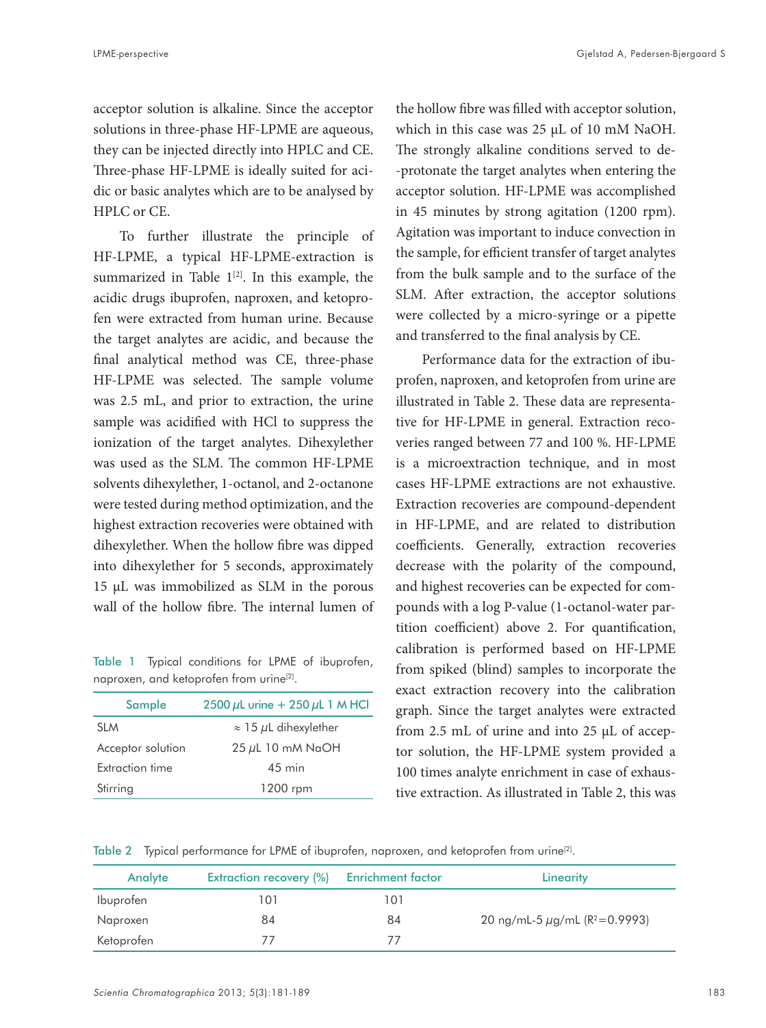acceptor solution is alkaline. Since the acceptor solutions in three-phase HF-LPME are aqueous, they can be injected directly into HPLC and CE. Three-phase HF-LPME is ideally suited for acidic or basic analytes which are to be analysed by HPLC or CE.

To further illustrate the principle of HF-LPME, a typical HF-LPME-extraction is summarized in Table 1[2]. In this example, the acidic drugs ibuprofen, naproxen, and ketoprofen were extracted from human urine. Because the target analytes are acidic, and because the final analytical method was CE, three-phase HF-LPME was selected. The sample volume was 2.5 mL, and prior to extraction, the urine sample was acidified with HCl to suppress the ionization of the target analytes. Dihexylether was used as the SLM. The common HF-LPME solvents dihexylether, 1-octanol, and 2-octanone were tested during method optimization, and the highest extraction recoveries were obtained with dihexylether. When the hollow fibre was dipped into dihexylether for 5 seconds, approximately 15 µL was immobilized as SLM in the porous wall of the hollow fibre. The internal lumen of the hollow fibre was filled with acceptor solution, which in this case was 25 µL of 10 mM NaOH. The strongly alkaline conditions served to de-protonate the target analytes when entering the acceptor solution. HF-LPME was accomplished in 45 minutes by strong agitation (1200 rpm). Agitation was important to induce convection in the sample, for efficient transfer of target analytes from the bulk sample and to the surface of the SLM. After extraction, the acceptor solutions were collected by a micro-syringe or a pipette and transferred to the final analysis by CE.

Table 1 Typical conditions for LPME of ibuprofen, naproxen, and ketoprofen from urine[2].

| Sample | 2500 µL urine + 250 µL 1 M HCl |
|---|---|
| SLM | ≈ 15 µL dihexylether |
| Acceptor solution | 25 µL 10 mM NaOH |
| Extraction time | 45 min |
| Stirring | 1200 rpm |

Performance data for the extraction of ibuprofen, naproxen, and ketoprofen from urine are illustrated in Table 2. These data are representative for HF-LPME in general. Extraction recoveries ranged between 77 and 100 %. HF-LPME is a microextraction technique, and in most cases HF-LPME extractions are not exhaustive. Extraction recoveries are compound-dependent in HF-LPME, and are related to distribution coefficients. Generally, extraction recoveries decrease with the polarity of the compound, and highest recoveries can be expected for compounds with a log P-value (1-octanol-water partition coefficient) above 2. For quantification, calibration is performed based on HF-LPME from spiked (blind) samples to incorporate the exact extraction recovery into the calibration graph. Since the target analytes were extracted from 2.5 mL of urine and into 25 µL of acceptor solution, the HF-LPME system provided a 100 times analyte enrichment in case of exhaustive extraction. As illustrated in Table 2, this was

Table 2 Typical performance for LPME of ibuprofen, naproxen, and ketoprofen from urine[2].

| Analyte | Extraction recovery (%) | Enrichment factor | Linearity |
|---|---|---|---|
| Ibuprofen | 101 | 101 | |
| Naproxen | 84 | 84 | 20 ng/mL-5 µg/mL ($R^2$=0.9993) |
| Ketoprofen | 77 | 77 | |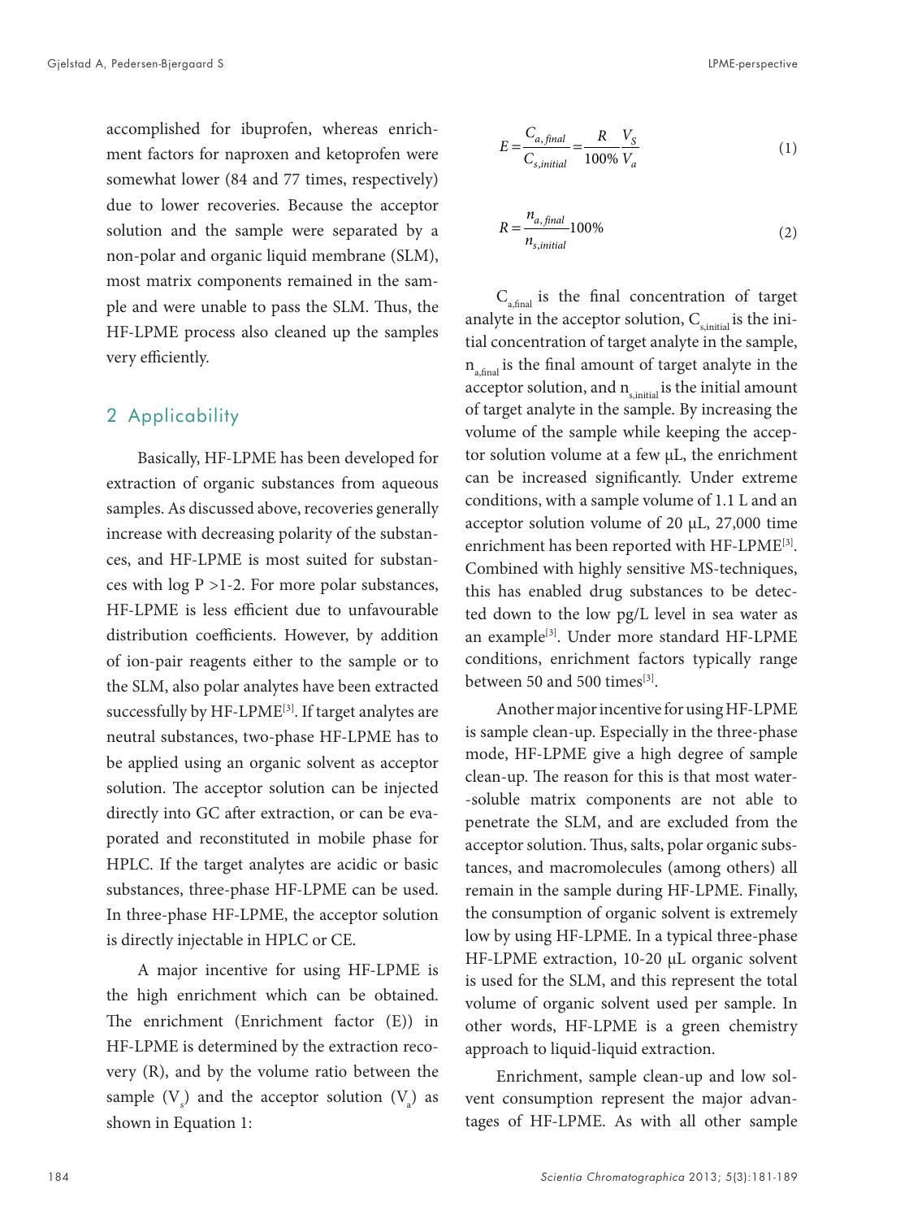accomplished for ibuprofen, whereas enrichment factors for naproxen and ketoprofen were somewhat lower (84 and 77 times, respectively) due to lower recoveries. Because the acceptor solution and the sample were separated by a non-polar and organic liquid membrane (SLM), most matrix components remained in the sample and were unable to pass the SLM. Thus, the HF-LPME process also cleaned up the samples very efficiently.

## 2 Applicability

Basically, HF-LPME has been developed for extraction of organic substances from aqueous samples. As discussed above, recoveries generally increase with decreasing polarity of the substances, and HF-LPME is most suited for substances with log P >1-2. For more polar substances, HF-LPME is less efficient due to unfavourable distribution coefficients. However, by addition of ion-pair reagents either to the sample or to the SLM, also polar analytes have been extracted successfully by HF-LPME[3]. If target analytes are neutral substances, two-phase HF-LPME has to be applied using an organic solvent as acceptor solution. The acceptor solution can be injected directly into GC after extraction, or can be evaporated and reconstituted in mobile phase for HPLC. If the target analytes are acidic or basic substances, three-phase HF-LPME can be used. In three-phase HF-LPME, the acceptor solution is directly injectable in HPLC or CE.

A major incentive for using HF-LPME is the high enrichment which can be obtained. The enrichment (Enrichment factor (E)) in HF-LPME is determined by the extraction recovery (R), and by the volume ratio between the sample ($V_s$) and the acceptor solution ($V_a$) as shown in Equation 1:

$$E = \frac{C_{a,final}}{C_{s,initial}} = \frac{R}{100\%}\frac{V_S}{V_a} \tag{1}$$

$$R = \frac{n_{a,final}}{n_{s,initial}}100\% \tag{2}$$

$C_{a,final}$ is the final concentration of target analyte in the acceptor solution, $C_{s,initial}$ is the initial concentration of target analyte in the sample, $n_{a,final}$ is the final amount of target analyte in the acceptor solution, and $n_{s,initial}$ is the initial amount of target analyte in the sample. By increasing the volume of the sample while keeping the acceptor solution volume at a few µL, the enrichment can be increased significantly. Under extreme conditions, with a sample volume of 1.1 L and an acceptor solution volume of 20 µL, 27,000 time enrichment has been reported with HF-LPME[3]. Combined with highly sensitive MS-techniques, this has enabled drug substances to be detected down to the low pg/L level in sea water as an example[3]. Under more standard HF-LPME conditions, enrichment factors typically range between 50 and 500 times[3].

Another major incentive for using HF-LPME is sample clean-up. Especially in the three-phase mode, HF-LPME give a high degree of sample clean-up. The reason for this is that most water-soluble matrix components are not able to penetrate the SLM, and are excluded from the acceptor solution. Thus, salts, polar organic substances, and macromolecules (among others) all remain in the sample during HF-LPME. Finally, the consumption of organic solvent is extremely low by using HF-LPME. In a typical three-phase HF-LPME extraction, 10-20 µL organic solvent is used for the SLM, and this represent the total volume of organic solvent used per sample. In other words, HF-LPME is a green chemistry approach to liquid-liquid extraction.

Enrichment, sample clean-up and low solvent consumption represent the major advantages of HF-LPME. As with all other sample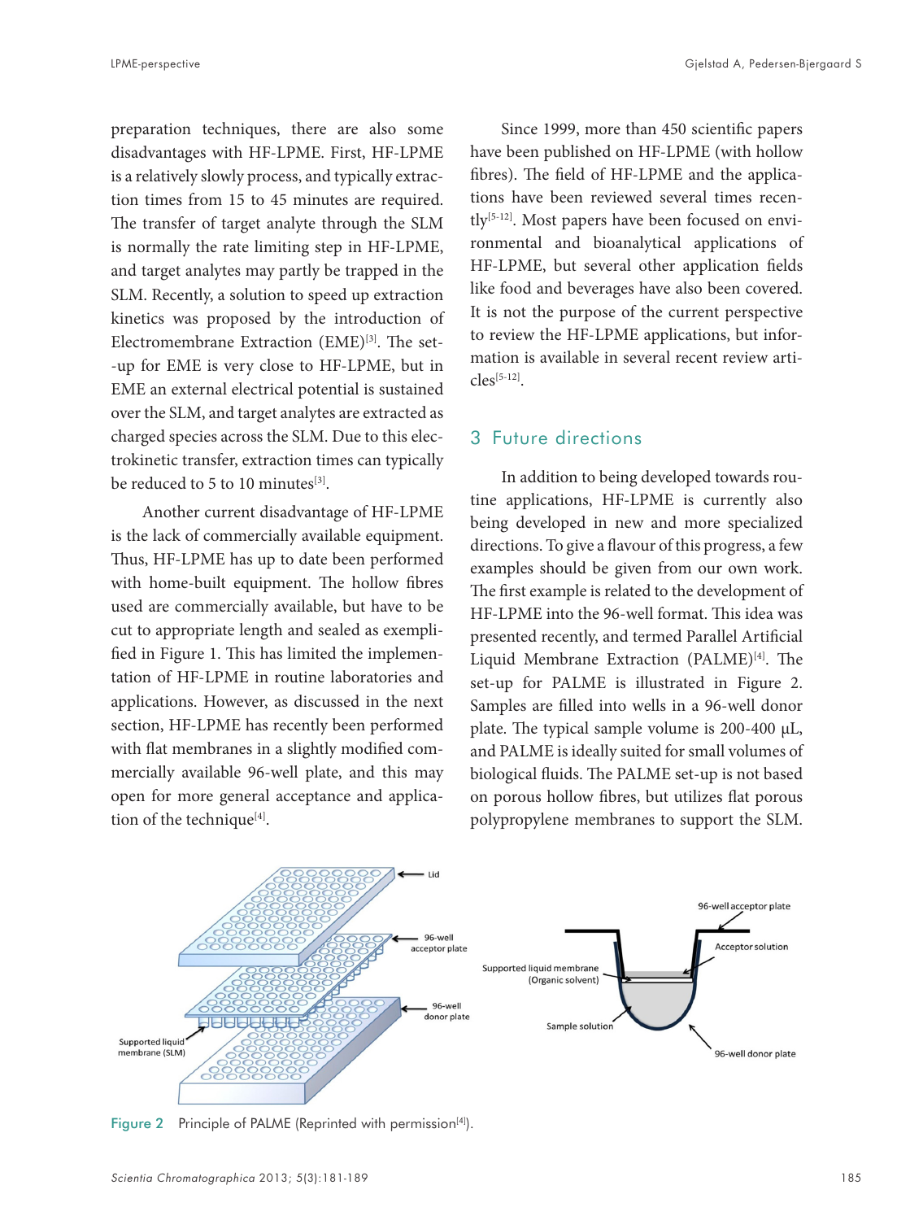preparation techniques, there are also some disadvantages with HF-LPME. First, HF-LPME is a relatively slowly process, and typically extraction times from 15 to 45 minutes are required. The transfer of target analyte through the SLM is normally the rate limiting step in HF-LPME, and target analytes may partly be trapped in the SLM. Recently, a solution to speed up extraction kinetics was proposed by the introduction of Electromembrane Extraction (EME)[3]. The set-up for EME is very close to HF-LPME, but in EME an external electrical potential is sustained over the SLM, and target analytes are extracted as charged species across the SLM. Due to this electrokinetic transfer, extraction times can typically be reduced to 5 to 10 minutes[3].

Another current disadvantage of HF-LPME is the lack of commercially available equipment. Thus, HF-LPME has up to date been performed with home-built equipment. The hollow fibres used are commercially available, but have to be cut to appropriate length and sealed as exemplified in Figure 1. This has limited the implementation of HF-LPME in routine laboratories and applications. However, as discussed in the next section, HF-LPME has recently been performed with flat membranes in a slightly modified commercially available 96-well plate, and this may open for more general acceptance and application of the technique[4].

Since 1999, more than 450 scientific papers have been published on HF-LPME (with hollow fibres). The field of HF-LPME and the applications have been reviewed several times recently[5-12]. Most papers have been focused on environmental and bioanalytical applications of HF-LPME, but several other application fields like food and beverages have also been covered. It is not the purpose of the current perspective to review the HF-LPME applications, but information is available in several recent review articles[5-12].

## 3 Future directions

In addition to being developed towards routine applications, HF-LPME is currently also being developed in new and more specialized directions. To give a flavour of this progress, a few examples should be given from our own work. The first example is related to the development of HF-LPME into the 96-well format. This idea was presented recently, and termed Parallel Artificial Liquid Membrane Extraction (PALME)[4]. The set-up for PALME is illustrated in Figure 2. Samples are filled into wells in a 96-well donor plate. The typical sample volume is 200-400 μL, and PALME is ideally suited for small volumes of biological fluids. The PALME set-up is not based on porous hollow fibres, but utilizes flat porous polypropylene membranes to support the SLM.

Figure 2 Principle of PALME (Reprinted with permission[4]).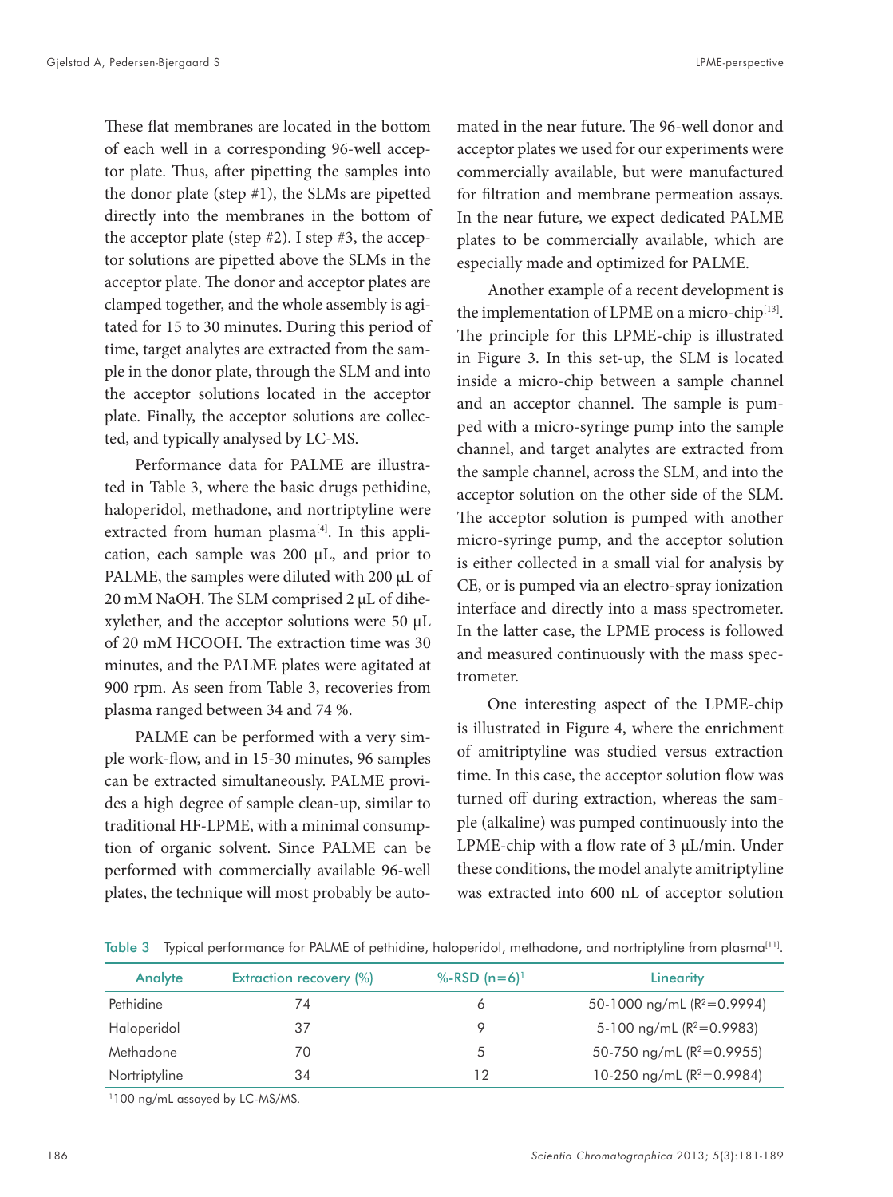These flat membranes are located in the bottom of each well in a corresponding 96-well acceptor plate. Thus, after pipetting the samples into the donor plate (step #1), the SLMs are pipetted directly into the membranes in the bottom of the acceptor plate (step #2). I step #3, the acceptor solutions are pipetted above the SLMs in the acceptor plate. The donor and acceptor plates are clamped together, and the whole assembly is agitated for 15 to 30 minutes. During this period of time, target analytes are extracted from the sample in the donor plate, through the SLM and into the acceptor solutions located in the acceptor plate. Finally, the acceptor solutions are collected, and typically analysed by LC-MS.

Performance data for PALME are illustrated in Table 3, where the basic drugs pethidine, haloperidol, methadone, and nortriptyline were extracted from human plasma[4]. In this application, each sample was 200 µL, and prior to PALME, the samples were diluted with 200 µL of 20 mM NaOH. The SLM comprised 2 µL of dihexylether, and the acceptor solutions were 50 µL of 20 mM HCOOH. The extraction time was 30 minutes, and the PALME plates were agitated at 900 rpm. As seen from Table 3, recoveries from plasma ranged between 34 and 74 %.

PALME can be performed with a very simple work-flow, and in 15-30 minutes, 96 samples can be extracted simultaneously. PALME provides a high degree of sample clean-up, similar to traditional HF-LPME, with a minimal consumption of organic solvent. Since PALME can be performed with commercially available 96-well plates, the technique will most probably be automated in the near future. The 96-well donor and acceptor plates we used for our experiments were commercially available, but were manufactured for filtration and membrane permeation assays. In the near future, we expect dedicated PALME plates to be commercially available, which are especially made and optimized for PALME.

Another example of a recent development is the implementation of LPME on a micro-chip[13]. The principle for this LPME-chip is illustrated in Figure 3. In this set-up, the SLM is located inside a micro-chip between a sample channel and an acceptor channel. The sample is pumped with a micro-syringe pump into the sample channel, and target analytes are extracted from the sample channel, across the SLM, and into the acceptor solution on the other side of the SLM. The acceptor solution is pumped with another micro-syringe pump, and the acceptor solution is either collected in a small vial for analysis by CE, or is pumped via an electro-spray ionization interface and directly into a mass spectrometer. In the latter case, the LPME process is followed and measured continuously with the mass spectrometer.

One interesting aspect of the LPME-chip is illustrated in Figure 4, where the enrichment of amitriptyline was studied versus extraction time. In this case, the acceptor solution flow was turned off during extraction, whereas the sample (alkaline) was pumped continuously into the LPME-chip with a flow rate of 3 µL/min. Under these conditions, the model analyte amitriptyline was extracted into 600 nL of acceptor solution

Table 3 Typical performance for PALME of pethidine, haloperidol, methadone, and nortriptyline from plasma[11].

| Analyte | Extraction recovery (%) | %-RSD (n=6)[1] | Linearity |
|---|---|---|---|
| Pethidine | 74 | 6 | 50-1000 ng/mL ($R^2$=0.9994) |
| Haloperidol | 37 | 9 | 5-100 ng/mL ($R^2$=0.9983) |
| Methadone | 70 | 5 | 50-750 ng/mL ($R^2$=0.9955) |
| Nortriptyline | 34 | 12 | 10-250 ng/mL ($R^2$=0.9984) |

[1]100 ng/mL assayed by LC-MS/MS.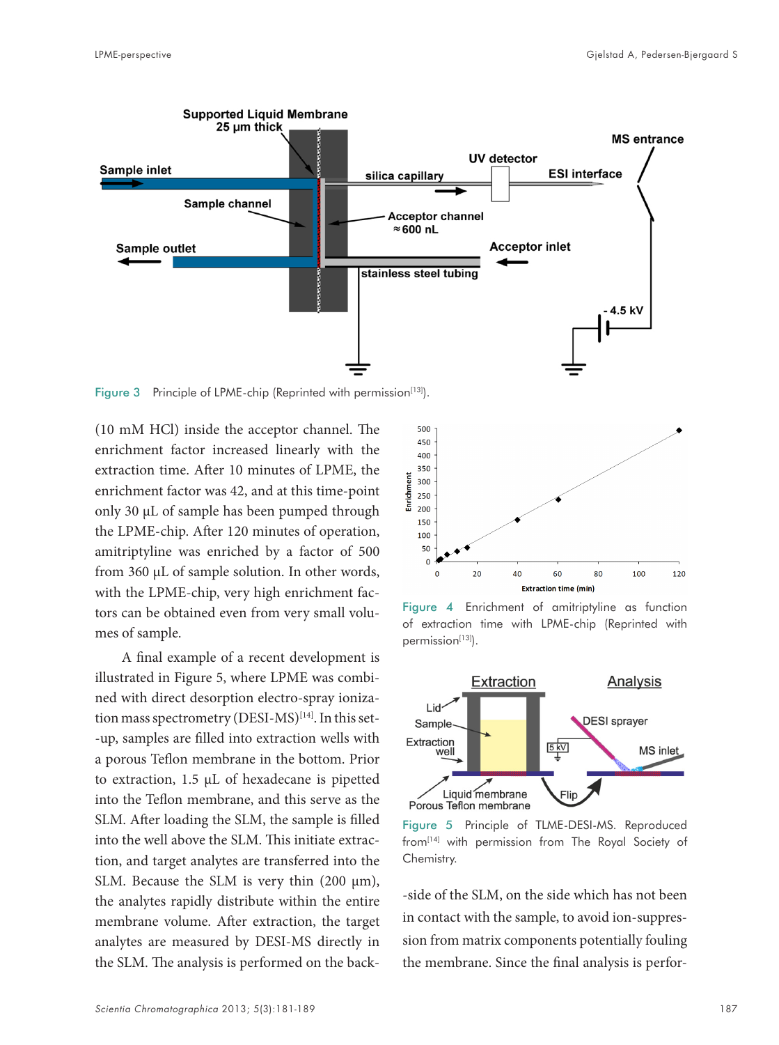Figure 3 Principle of LPME-chip (Reprinted with permission[13]).

(10 mM HCl) inside the acceptor channel. The enrichment factor increased linearly with the extraction time. After 10 minutes of LPME, the enrichment factor was 42, and at this time-point only 30 μL of sample has been pumped through the LPME-chip. After 120 minutes of operation, amitriptyline was enriched by a factor of 500 from 360 μL of sample solution. In other words, with the LPME-chip, very high enrichment factors can be obtained even from very small volumes of sample.

A final example of a recent development is illustrated in Figure 5, where LPME was combined with direct desorption electro-spray ionization mass spectrometry (DESI-MS)[14]. In this set-up, samples are filled into extraction wells with a porous Teflon membrane in the bottom. Prior to extraction, 1.5 μL of hexadecane is pipetted into the Teflon membrane, and this serve as the SLM. After loading the SLM, the sample is filled into the well above the SLM. This initiate extraction, and target analytes are transferred into the SLM. Because the SLM is very thin (200 μm), the analytes rapidly distribute within the entire membrane volume. After extraction, the target analytes are measured by DESI-MS directly in the SLM. The analysis is performed on the back-side of the SLM, on the side which has not been in contact with the sample, to avoid ion-suppression from matrix components potentially fouling the membrane. Since the final analysis is perfor-

Figure 4 Enrichment of amitriptyline as function of extraction time with LPME-chip (Reprinted with permission[13]).

Figure 5 Principle of TLME-DESI-MS. Reproduced from[14] with permission from The Royal Society of Chemistry.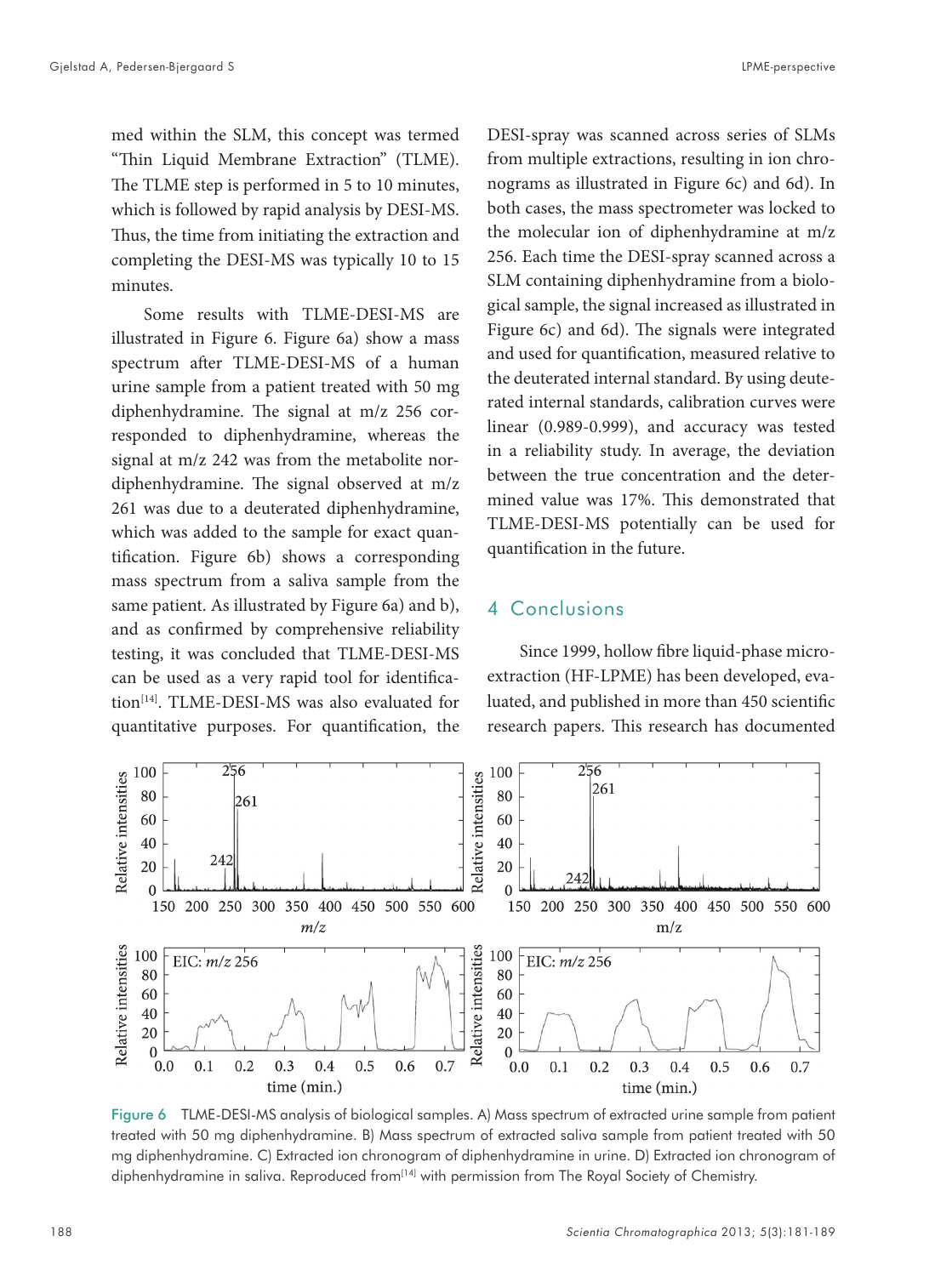med within the SLM, this concept was termed "Thin Liquid Membrane Extraction" (TLME). The TLME step is performed in 5 to 10 minutes, which is followed by rapid analysis by DESI-MS. Thus, the time from initiating the extraction and completing the DESI-MS was typically 10 to 15 minutes.

Some results with TLME-DESI-MS are illustrated in Figure 6. Figure 6a) show a mass spectrum after TLME-DESI-MS of a human urine sample from a patient treated with 50 mg diphenhydramine. The signal at m/z 256 corresponded to diphenhydramine, whereas the signal at m/z 242 was from the metabolite nordiphenhydramine. The signal observed at m/z 261 was due to a deuterated diphenhydramine, which was added to the sample for exact quantification. Figure 6b) shows a corresponding mass spectrum from a saliva sample from the same patient. As illustrated by Figure 6a) and b), and as confirmed by comprehensive reliability testing, it was concluded that TLME-DESI-MS can be used as a very rapid tool for identification[14]. TLME-DESI-MS was also evaluated for quantitative purposes. For quantification, the DESI-spray was scanned across series of SLMs from multiple extractions, resulting in ion chronograms as illustrated in Figure 6c) and 6d). In both cases, the mass spectrometer was locked to the molecular ion of diphenhydramine at m/z 256. Each time the DESI-spray scanned across a SLM containing diphenhydramine from a biological sample, the signal increased as illustrated in Figure 6c) and 6d). The signals were integrated and used for quantification, measured relative to the deuterated internal standard. By using deuterated internal standards, calibration curves were linear (0.989-0.999), and accuracy was tested in a reliability study. In average, the deviation between the true concentration and the determined value was 17%. This demonstrated that TLME-DESI-MS potentially can be used for quantification in the future.

## 4 Conclusions

Since 1999, hollow fibre liquid-phase microextraction (HF-LPME) has been developed, evaluated, and published in more than 450 scientific research papers. This research has documented

Figure 6 TLME-DESI-MS analysis of biological samples. A) Mass spectrum of extracted urine sample from patient treated with 50 mg diphenhydramine. B) Mass spectrum of extracted saliva sample from patient treated with 50 mg diphenhydramine. C) Extracted ion chronogram of diphenhydramine in urine. D) Extracted ion chronogram of diphenhydramine in saliva. Reproduced from[14] with permission from The Royal Society of Chemistry.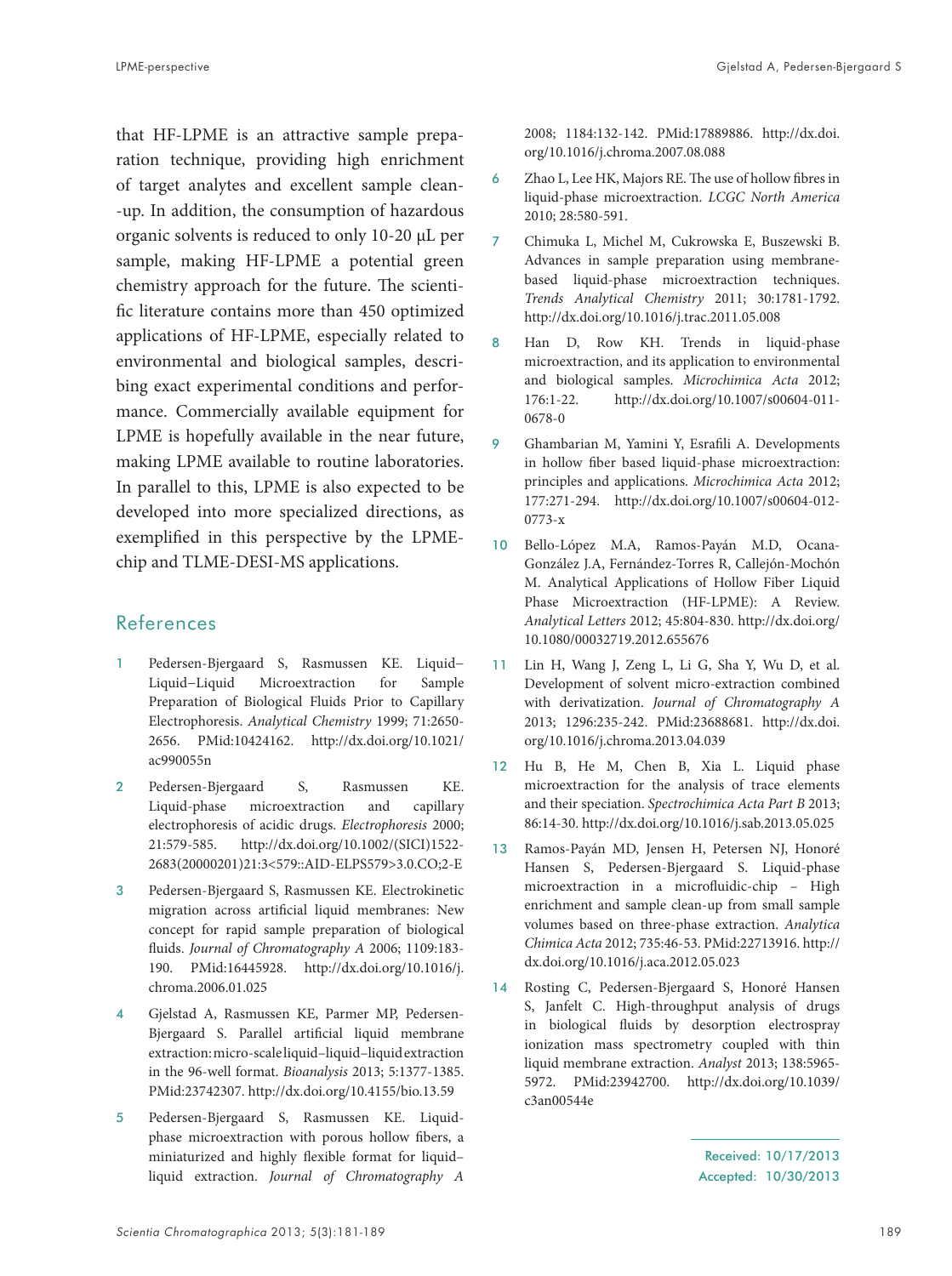that HF-LPME is an attractive sample preparation technique, providing high enrichment of target analytes and excellent sample clean-up. In addition, the consumption of hazardous organic solvents is reduced to only 10-20 µL per sample, making HF-LPME a potential green chemistry approach for the future. The scientific literature contains more than 450 optimized applications of HF-LPME, especially related to environmental and biological samples, describing exact experimental conditions and performance. Commercially available equipment for LPME is hopefully available in the near future, making LPME available to routine laboratories. In parallel to this, LPME is also expected to be developed into more specialized directions, as exemplified in this perspective by the LPME-chip and TLME-DESI-MS applications.

## References

1. Pedersen-Bjergaard S, Rasmussen KE. Liquid–Liquid–Liquid Microextraction for Sample Preparation of Biological Fluids Prior to Capillary Electrophoresis. *Analytical Chemistry* 1999; 71:2650-2656. PMid:10424162. http://dx.doi.org/10.1021/ac990055n
2. Pedersen-Bjergaard S, Rasmussen KE. Liquid-phase microextraction and capillary electrophoresis of acidic drugs. *Electrophoresis* 2000; 21:579-585. http://dx.doi.org/10.1002/(SICI)1522-2683(20000201)21:3<579::AID-ELPS579>3.0.CO;2-E
3. Pedersen-Bjergaard S, Rasmussen KE. Electrokinetic migration across artificial liquid membranes: New concept for rapid sample preparation of biological fluids. *Journal of Chromatography A* 2006; 1109:183-190. PMid:16445928. http://dx.doi.org/10.1016/j.chroma.2006.01.025
4. Gjelstad A, Rasmussen KE, Parmer MP, Pedersen-Bjergaard S. Parallel artificial liquid membrane extraction: micro-scale liquid–liquid–liquid extraction in the 96-well format. *Bioanalysis* 2013; 5:1377-1385. PMid:23742307. http://dx.doi.org/10.4155/bio.13.59
5. Pedersen-Bjergaard S, Rasmussen KE. Liquid-phase microextraction with porous hollow fibers, a miniaturized and highly flexible format for liquid–liquid extraction. *Journal of Chromatography A* 2008; 1184:132-142. PMid:17889886. http://dx.doi.org/10.1016/j.chroma.2007.08.088
6. Zhao L, Lee HK, Majors RE. The use of hollow fibres in liquid-phase microextraction. *LCGC North America* 2010; 28:580-591.
7. Chimuka L, Michel M, Cukrowska E, Buszewski B. Advances in sample preparation using membrane-based liquid-phase microextraction techniques. *Trends Analytical Chemistry* 2011; 30:1781-1792. http://dx.doi.org/10.1016/j.trac.2011.05.008
8. Han D, Row KH. Trends in liquid-phase microextraction, and its application to environmental and biological samples. *Microchimica Acta* 2012; 176:1-22. http://dx.doi.org/10.1007/s00604-011-0678-0
9. Ghambarian M, Yamini Y, Esrafili A. Developments in hollow fiber based liquid-phase microextraction: principles and applications. *Microchimica Acta* 2012; 177:271-294. http://dx.doi.org/10.1007/s00604-012-0773-x
10. Bello-López M.A, Ramos-Payán M.D, Ocana-González J.A, Fernández-Torres R, Callejón-Mochón M. Analytical Applications of Hollow Fiber Liquid Phase Microextraction (HF-LPME): A Review. *Analytical Letters* 2012; 45:804-830. http://dx.doi.org/10.1080/00032719.2012.655676
11. Lin H, Wang J, Zeng L, Li G, Sha Y, Wu D, et al. Development of solvent micro-extraction combined with derivatization. *Journal of Chromatography A* 2013; 1296:235-242. PMid:23688681. http://dx.doi.org/10.1016/j.chroma.2013.04.039
12. Hu B, He M, Chen B, Xia L. Liquid phase microextraction for the analysis of trace elements and their speciation. *Spectrochimica Acta Part B* 2013; 86:14-30. http://dx.doi.org/10.1016/j.sab.2013.05.025
13. Ramos-Payán MD, Jensen H, Petersen NJ, Honoré Hansen S, Pedersen-Bjergaard S. Liquid-phase microextraction in a microfluidic-chip – High enrichment and sample clean-up from small sample volumes based on three-phase extraction. *Analytica Chimica Acta* 2012; 735:46-53. PMid:22713916. http://dx.doi.org/10.1016/j.aca.2012.05.023
14. Rosting C, Pedersen-Bjergaard S, Honoré Hansen S, Janfelt C. High-throughput analysis of drugs in biological fluids by desorption electrospray ionization mass spectrometry coupled with thin liquid membrane extraction. *Analyst* 2013; 138:5965-5972. PMid:23942700. http://dx.doi.org/10.1039/c3an00544e

Received: 10/17/2013
Accepted: 10/30/2013